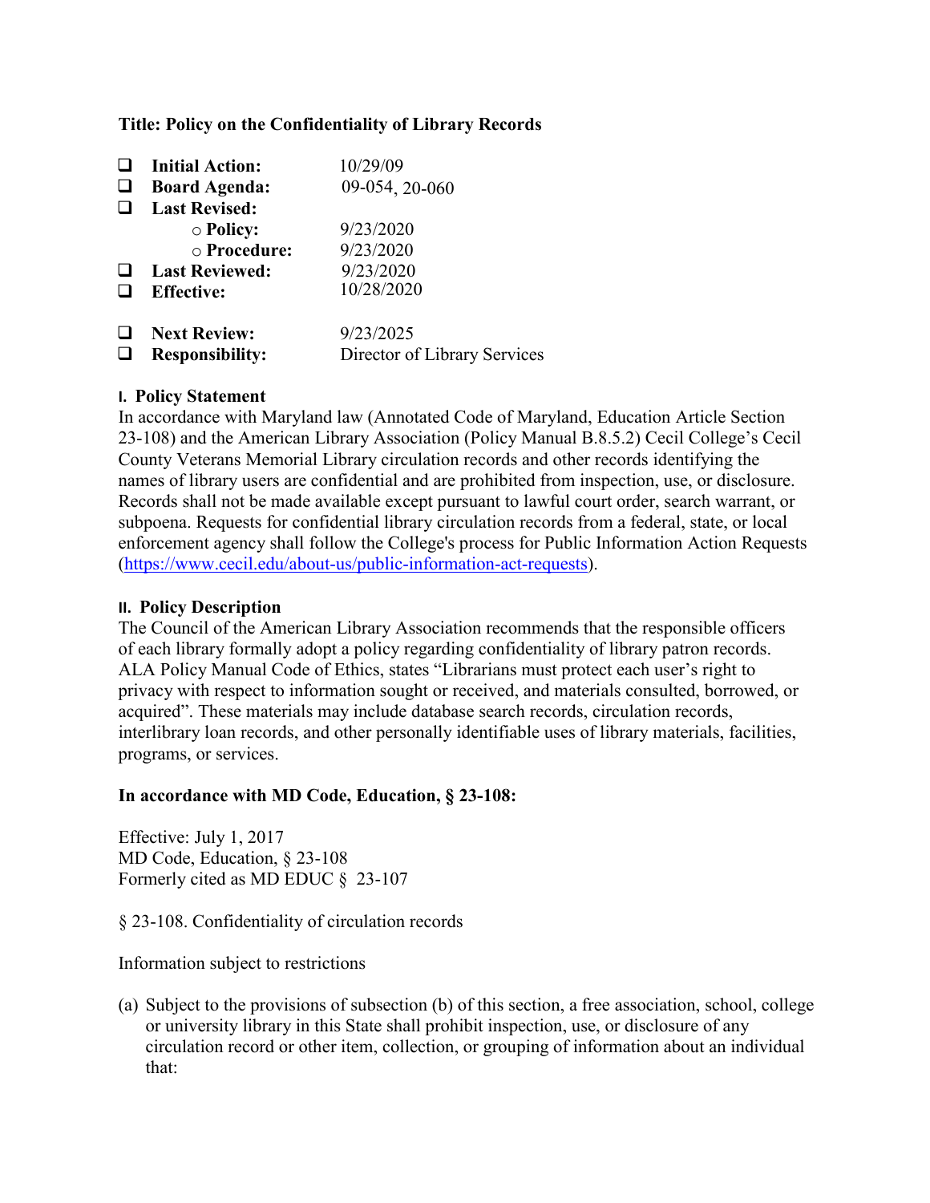**Title: Policy on the Confidentiality of Library Records**

- **Initial Action:** 10/29/09
- **Board Agenda:** 09-054, 20-060
- **Last Revised:**
  - **Policy:** 9/23/2020
  - **Procedure:** 9/23/2020
- **Last Reviewed:** 9/23/2020
- **Effective:** 10/28/2020
- **Next Review:** 9/23/2025
- **Responsibility:** Director of Library Services

### I. Policy Statement

In accordance with Maryland law (Annotated Code of Maryland, Education Article Section 23-108) and the American Library Association (Policy Manual B.8.5.2) Cecil College's Cecil County Veterans Memorial Library circulation records and other records identifying the names of library users are confidential and are prohibited from inspection, use, or disclosure. Records shall not be made available except pursuant to lawful court order, search warrant, or subpoena. Requests for confidential library circulation records from a federal, state, or local enforcement agency shall follow the College's process for Public Information Action Requests (https://www.cecil.edu/about-us/public-information-act-requests).

### II. Policy Description

The Council of the American Library Association recommends that the responsible officers of each library formally adopt a policy regarding confidentiality of library patron records. ALA Policy Manual Code of Ethics, states "Librarians must protect each user's right to privacy with respect to information sought or received, and materials consulted, borrowed, or acquired". These materials may include database search records, circulation records, interlibrary loan records, and other personally identifiable uses of library materials, facilities, programs, or services.

**In accordance with MD Code, Education, § 23-108:**

Effective: July 1, 2017
MD Code, Education, § 23-108
Formerly cited as MD EDUC § 23-107

§ 23-108. Confidentiality of circulation records

Information subject to restrictions

(a) Subject to the provisions of subsection (b) of this section, a free association, school, college or university library in this State shall prohibit inspection, use, or disclosure of any circulation record or other item, collection, or grouping of information about an individual that: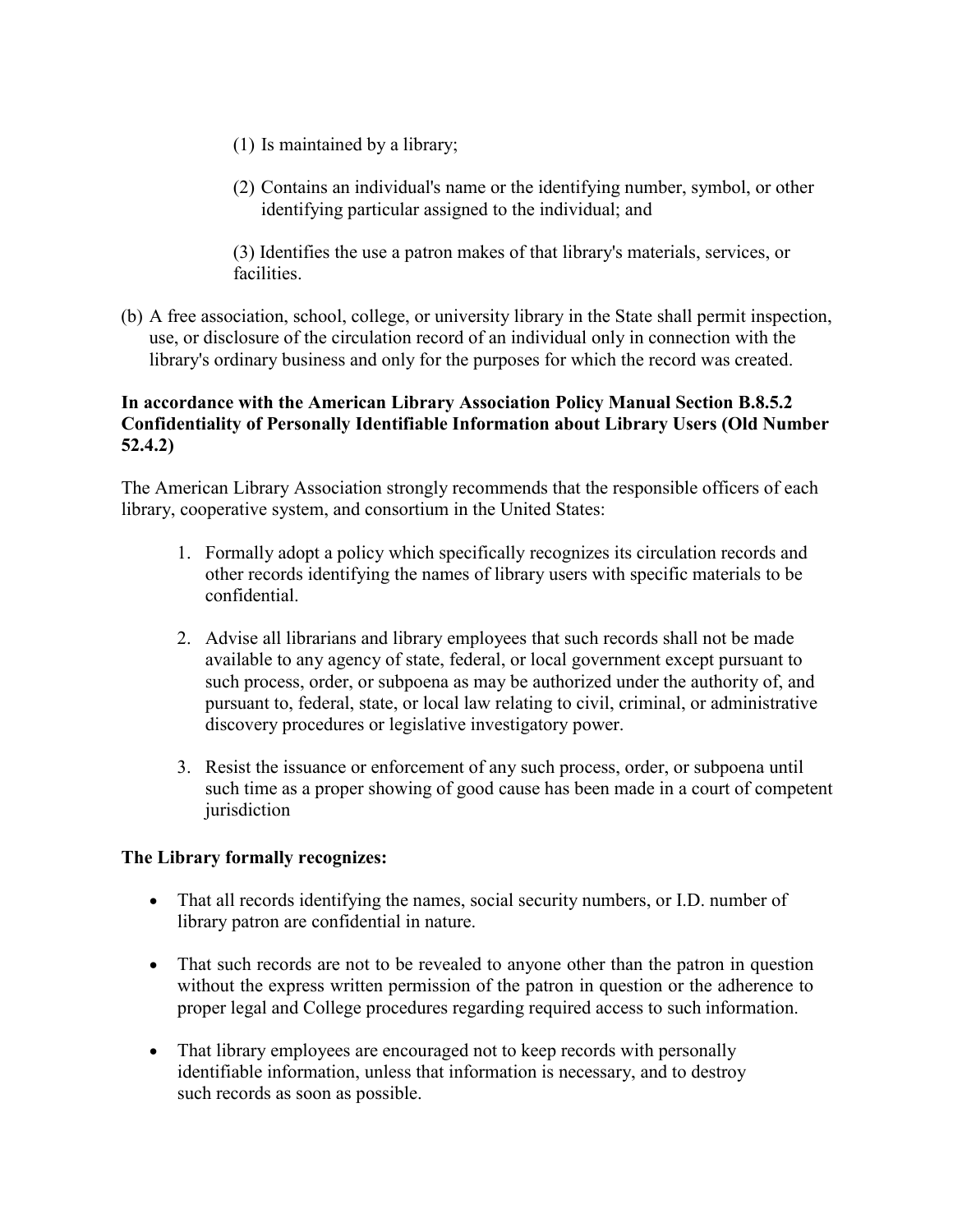(1) Is maintained by a library;

(2) Contains an individual's name or the identifying number, symbol, or other identifying particular assigned to the individual; and

(3) Identifies the use a patron makes of that library's materials, services, or facilities.

(b) A free association, school, college, or university library in the State shall permit inspection, use, or disclosure of the circulation record of an individual only in connection with the library's ordinary business and only for the purposes for which the record was created.

**In accordance with the American Library Association Policy Manual Section B.8.5.2 Confidentiality of Personally Identifiable Information about Library Users (Old Number 52.4.2)**

The American Library Association strongly recommends that the responsible officers of each library, cooperative system, and consortium in the United States:

1. Formally adopt a policy which specifically recognizes its circulation records and other records identifying the names of library users with specific materials to be confidential.

2. Advise all librarians and library employees that such records shall not be made available to any agency of state, federal, or local government except pursuant to such process, order, or subpoena as may be authorized under the authority of, and pursuant to, federal, state, or local law relating to civil, criminal, or administrative discovery procedures or legislative investigatory power.

3. Resist the issuance or enforcement of any such process, order, or subpoena until such time as a proper showing of good cause has been made in a court of competent jurisdiction

**The Library formally recognizes:**

- That all records identifying the names, social security numbers, or I.D. number of library patron are confidential in nature.

- That such records are not to be revealed to anyone other than the patron in question without the express written permission of the patron in question or the adherence to proper legal and College procedures regarding required access to such information.

- That library employees are encouraged not to keep records with personally identifiable information, unless that information is necessary, and to destroy such records as soon as possible.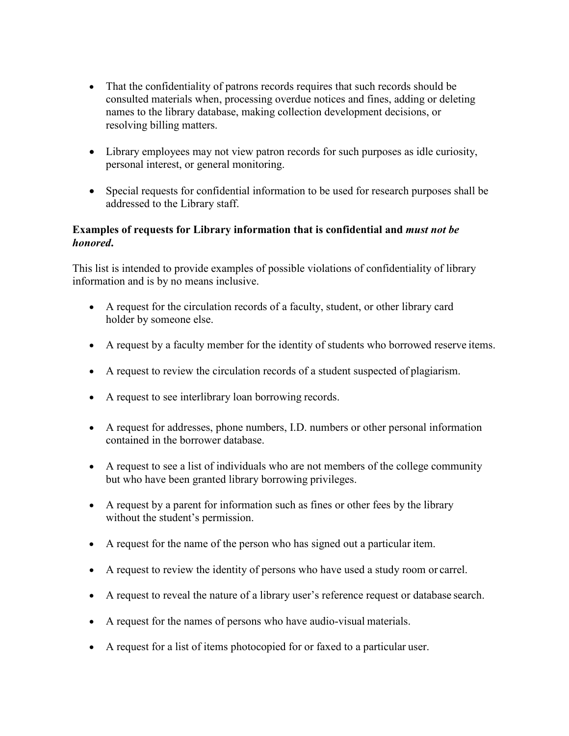- That the confidentiality of patrons records requires that such records should be consulted materials when, processing overdue notices and fines, adding or deleting names to the library database, making collection development decisions, or resolving billing matters.

- Library employees may not view patron records for such purposes as idle curiosity, personal interest, or general monitoring.

- Special requests for confidential information to be used for research purposes shall be addressed to the Library staff.

**Examples of requests for Library information that is confidential and *must not be honored*.**

This list is intended to provide examples of possible violations of confidentiality of library information and is by no means inclusive.

- A request for the circulation records of a faculty, student, or other library card holder by someone else.

- A request by a faculty member for the identity of students who borrowed reserve items.

- A request to review the circulation records of a student suspected of plagiarism.

- A request to see interlibrary loan borrowing records.

- A request for addresses, phone numbers, I.D. numbers or other personal information contained in the borrower database.

- A request to see a list of individuals who are not members of the college community but who have been granted library borrowing privileges.

- A request by a parent for information such as fines or other fees by the library without the student's permission.

- A request for the name of the person who has signed out a particular item.

- A request to review the identity of persons who have used a study room or carrel.

- A request to reveal the nature of a library user's reference request or database search.

- A request for the names of persons who have audio-visual materials.

- A request for a list of items photocopied for or faxed to a particular user.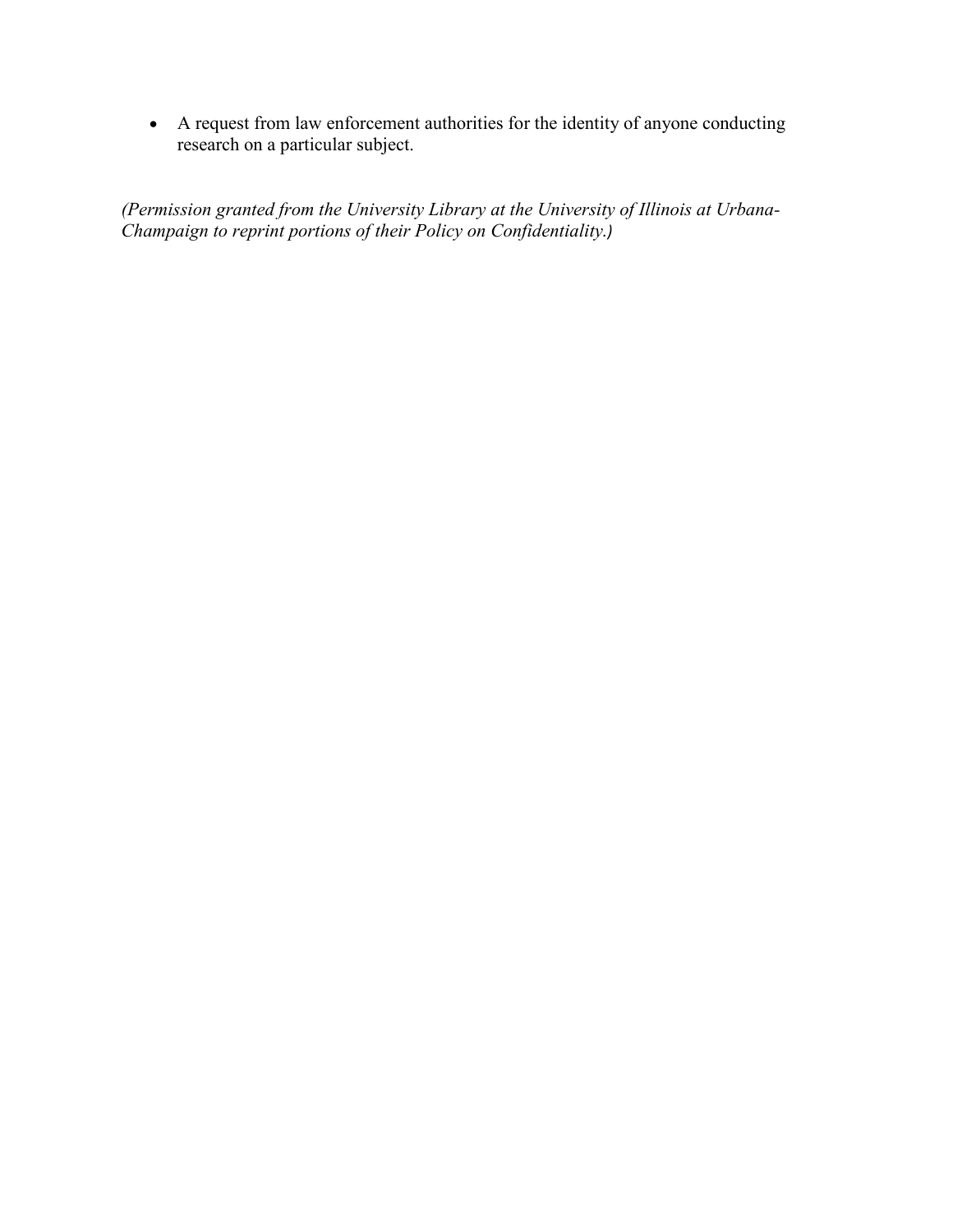- A request from law enforcement authorities for the identity of anyone conducting research on a particular subject.

*(Permission granted from the University Library at the University of Illinois at Urbana-Champaign to reprint portions of their Policy on Confidentiality.)*